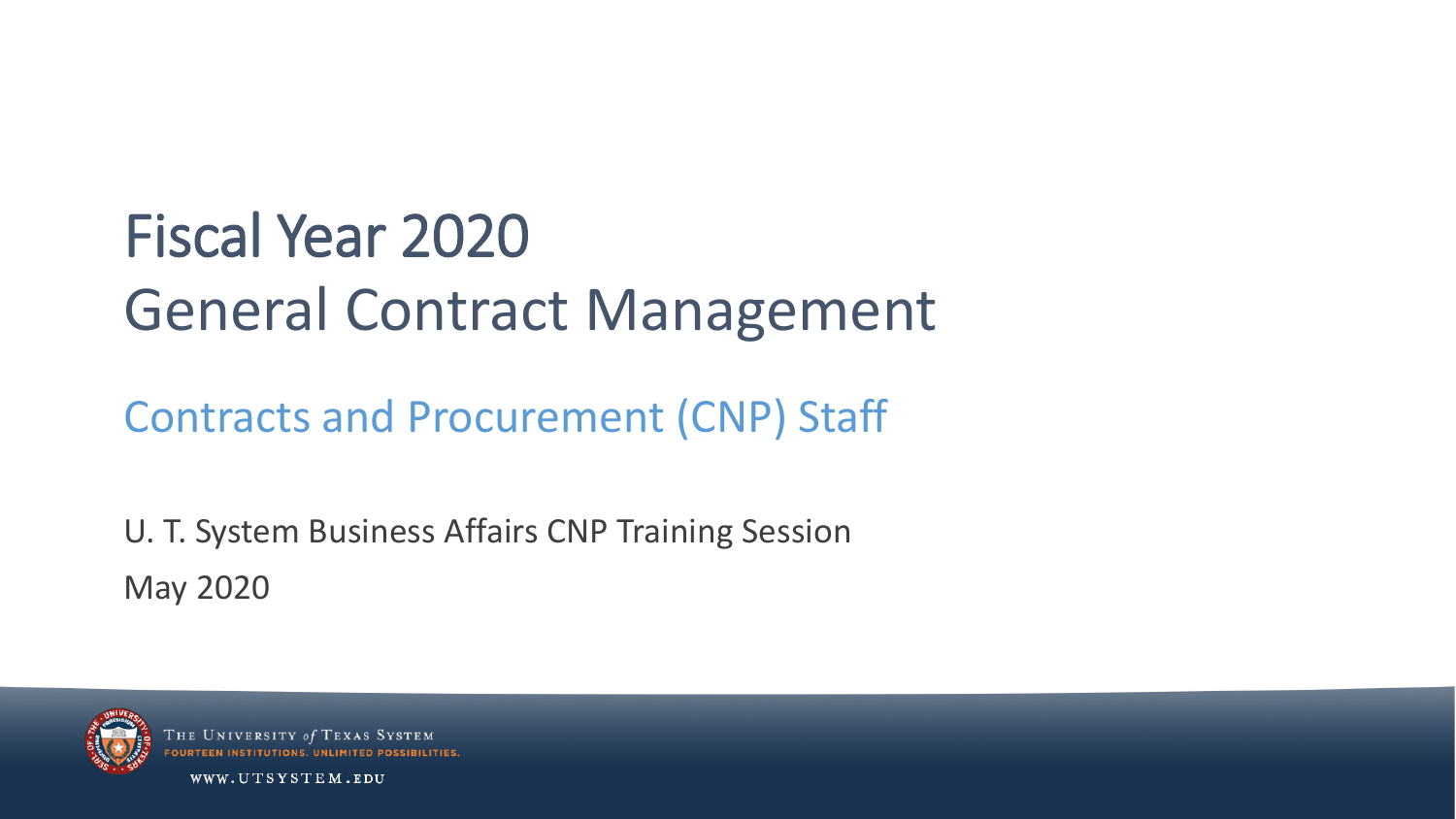# Fiscal Year 2020
# General Contract Management

## Contracts and Procurement (CNP) Staff

U. T. System Business Affairs CNP Training Session

May 2020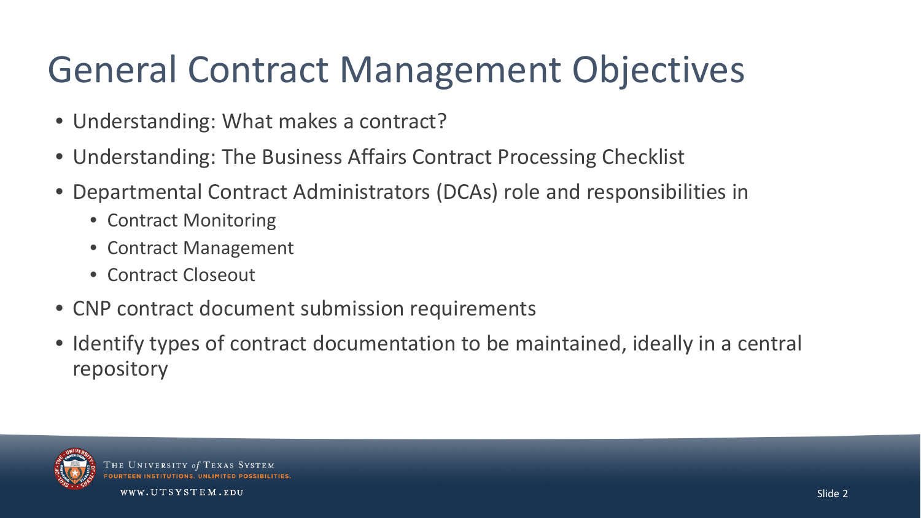# General Contract Management Objectives

- Understanding: What makes a contract?
- Understanding: The Business Affairs Contract Processing Checklist
- Departmental Contract Administrators (DCAs) role and responsibilities in
  - Contract Monitoring
  - Contract Management
  - Contract Closeout
- CNP contract document submission requirements
- Identify types of contract documentation to be maintained, ideally in a central repository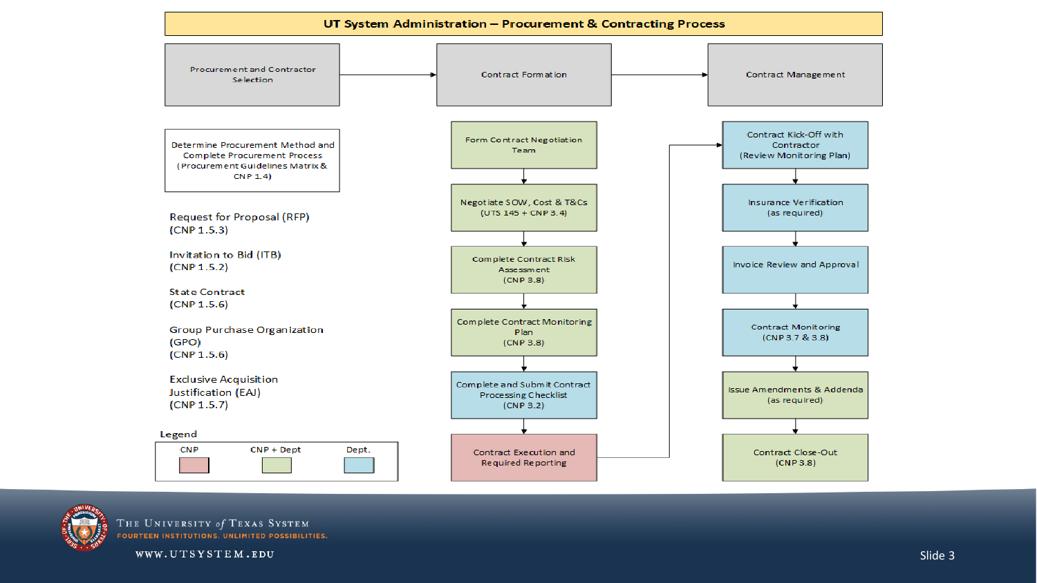# UT System Administration – Procurement & Contracting Process

## Procurement and Contractor Selection

Determine Procurement Method and Complete Procurement Process (Procurement Guidelines Matrix & CNP 1.4)

- Request for Proposal (RFP) (CNP 1.5.3)
- Invitation to Bid (ITB) (CNP 1.5.2)
- State Contract (CNP 1.5.6)
- Group Purchase Organization (GPO) (CNP 1.5.6)
- Exclusive Acquisition Justification (EAJ) (CNP 1.5.7)

## Contract Formation

1. Form Contract Negotiation Team
2. Negotiate SOW, Cost & T&Cs (UTS 145 + CNP 3.4)
3. Complete Contract Risk Assessment (CNP 3.8)
4. Complete Contract Monitoring Plan (CNP 3.8)
5. Complete and Submit Contract Processing Checklist (CNP 3.2)
6. Contract Execution and Required Reporting

## Contract Management

1. Contract Kick-Off with Contractor (Review Monitoring Plan)
2. Insurance Verification (as required)
3. Invoice Review and Approval
4. Contract Monitoring (CNP 3.7 & 3.8)
5. Issue Amendments & Addenda (as required)
6. Contract Close-Out (CNP 3.8)

**Legend**

| CNP | CNP + Dept | Dept. |
|---|---|---|
| Contract Execution and Required Reporting | Form Contract Negotiation Team; Negotiate SOW, Cost & T&Cs; Complete Contract Risk Assessment; Complete Contract Monitoring Plan; Issue Amendments & Addenda; Contract Close-Out | Complete and Submit Contract Processing Checklist; Contract Kick-Off with Contractor; Insurance Verification; Invoice Review and Approval; Contract Monitoring |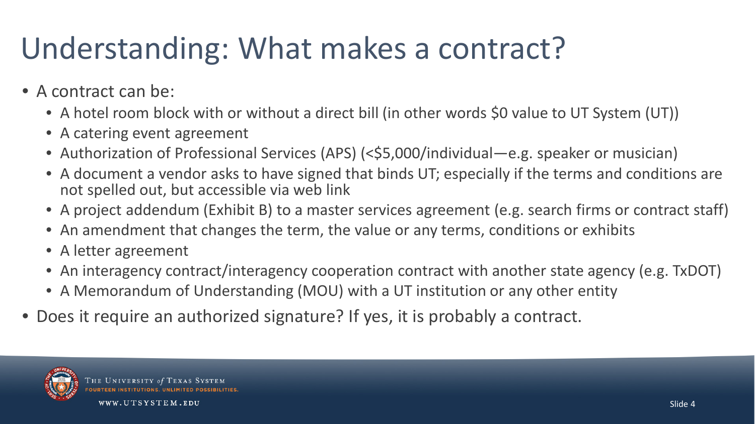# Understanding: What makes a contract?

- A contract can be:
  - A hotel room block with or without a direct bill (in other words $0 value to UT System (UT))
  - A catering event agreement
  - Authorization of Professional Services (APS) (<$5,000/individual—e.g. speaker or musician)
  - A document a vendor asks to have signed that binds UT; especially if the terms and conditions are not spelled out, but accessible via web link
  - A project addendum (Exhibit B) to a master services agreement (e.g. search firms or contract staff)
  - An amendment that changes the term, the value or any terms, conditions or exhibits
  - A letter agreement
  - An interagency contract/interagency cooperation contract with another state agency (e.g. TxDOT)
  - A Memorandum of Understanding (MOU) with a UT institution or any other entity
- Does it require an authorized signature? If yes, it is probably a contract.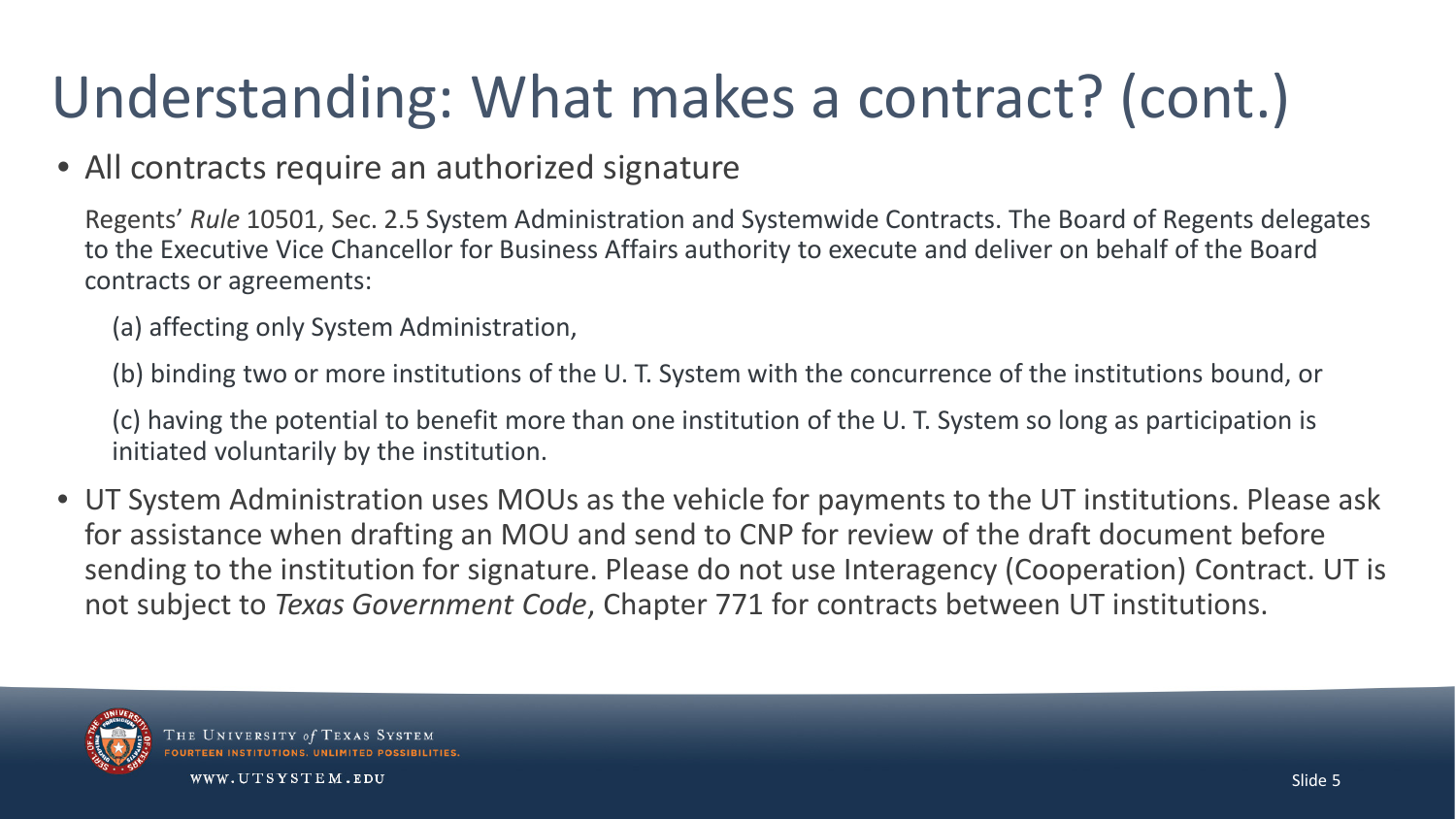# Understanding: What makes a contract? (cont.)

- All contracts require an authorized signature

  Regents' *Rule* 10501, Sec. 2.5 System Administration and Systemwide Contracts. The Board of Regents delegates to the Executive Vice Chancellor for Business Affairs authority to execute and deliver on behalf of the Board contracts or agreements:

  (a) affecting only System Administration,

  (b) binding two or more institutions of the U. T. System with the concurrence of the institutions bound, or

  (c) having the potential to benefit more than one institution of the U. T. System so long as participation is initiated voluntarily by the institution.

- UT System Administration uses MOUs as the vehicle for payments to the UT institutions. Please ask for assistance when drafting an MOU and send to CNP for review of the draft document before sending to the institution for signature. Please do not use Interagency (Cooperation) Contract. UT is not subject to *Texas Government Code*, Chapter 771 for contracts between UT institutions.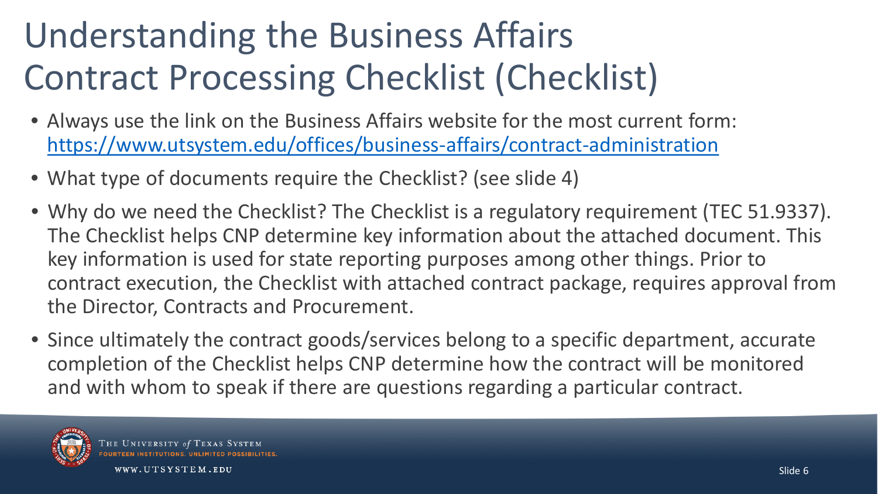# Understanding the Business Affairs Contract Processing Checklist (Checklist)

- Always use the link on the Business Affairs website for the most current form: https://www.utsystem.edu/offices/business-affairs/contract-administration
- What type of documents require the Checklist? (see slide 4)
- Why do we need the Checklist? The Checklist is a regulatory requirement (TEC 51.9337). The Checklist helps CNP determine key information about the attached document. This key information is used for state reporting purposes among other things. Prior to contract execution, the Checklist with attached contract package, requires approval from the Director, Contracts and Procurement.
- Since ultimately the contract goods/services belong to a specific department, accurate completion of the Checklist helps CNP determine how the contract will be monitored and with whom to speak if there are questions regarding a particular contract.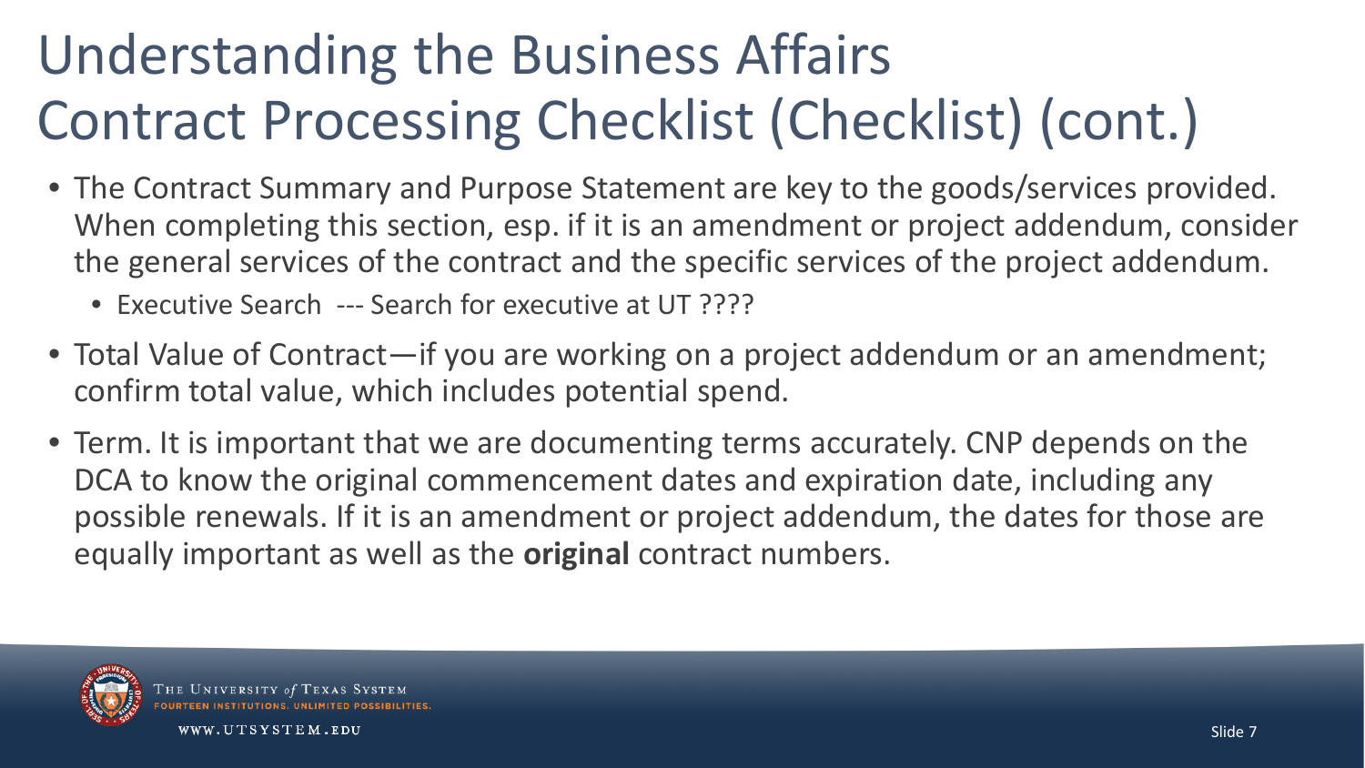# Understanding the Business Affairs Contract Processing Checklist (Checklist) (cont.)

- The Contract Summary and Purpose Statement are key to the goods/services provided. When completing this section, esp. if it is an amendment or project addendum, consider the general services of the contract and the specific services of the project addendum.
  - Executive Search --- Search for executive at UT ????
- Total Value of Contract—if you are working on a project addendum or an amendment; confirm total value, which includes potential spend.
- Term. It is important that we are documenting terms accurately. CNP depends on the DCA to know the original commencement dates and expiration date, including any possible renewals. If it is an amendment or project addendum, the dates for those are equally important as well as the **original** contract numbers.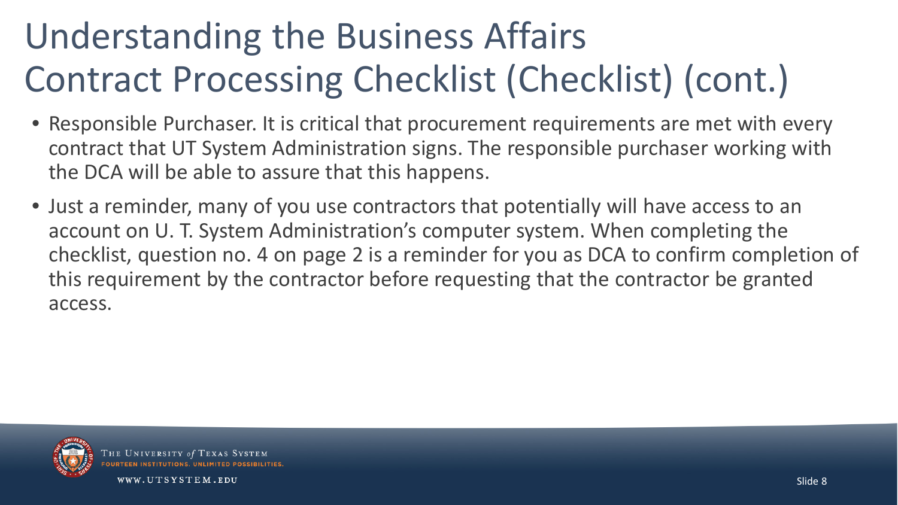# Understanding the Business Affairs Contract Processing Checklist (Checklist) (cont.)

- Responsible Purchaser. It is critical that procurement requirements are met with every contract that UT System Administration signs. The responsible purchaser working with the DCA will be able to assure that this happens.
- Just a reminder, many of you use contractors that potentially will have access to an account on U. T. System Administration's computer system. When completing the checklist, question no. 4 on page 2 is a reminder for you as DCA to confirm completion of this requirement by the contractor before requesting that the contractor be granted access.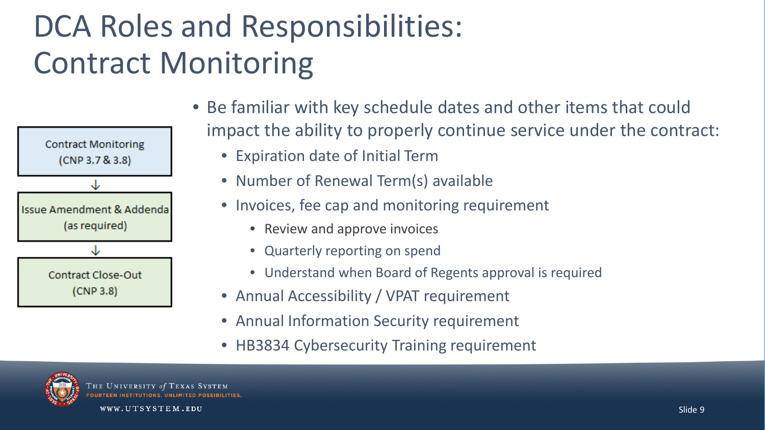# DCA Roles and Responsibilities: Contract Monitoring

Contract Monitoring (CNP 3.7 & 3.8)

↓

Issue Amendment & Addenda (as required)

↓

Contract Close-Out (CNP 3.8)

- Be familiar with key schedule dates and other items that could impact the ability to properly continue service under the contract:
  - Expiration date of Initial Term
  - Number of Renewal Term(s) available
  - Invoices, fee cap and monitoring requirement
    - Review and approve invoices
    - Quarterly reporting on spend
    - Understand when Board of Regents approval is required
  - Annual Accessibility / VPAT requirement
  - Annual Information Security requirement
  - HB3834 Cybersecurity Training requirement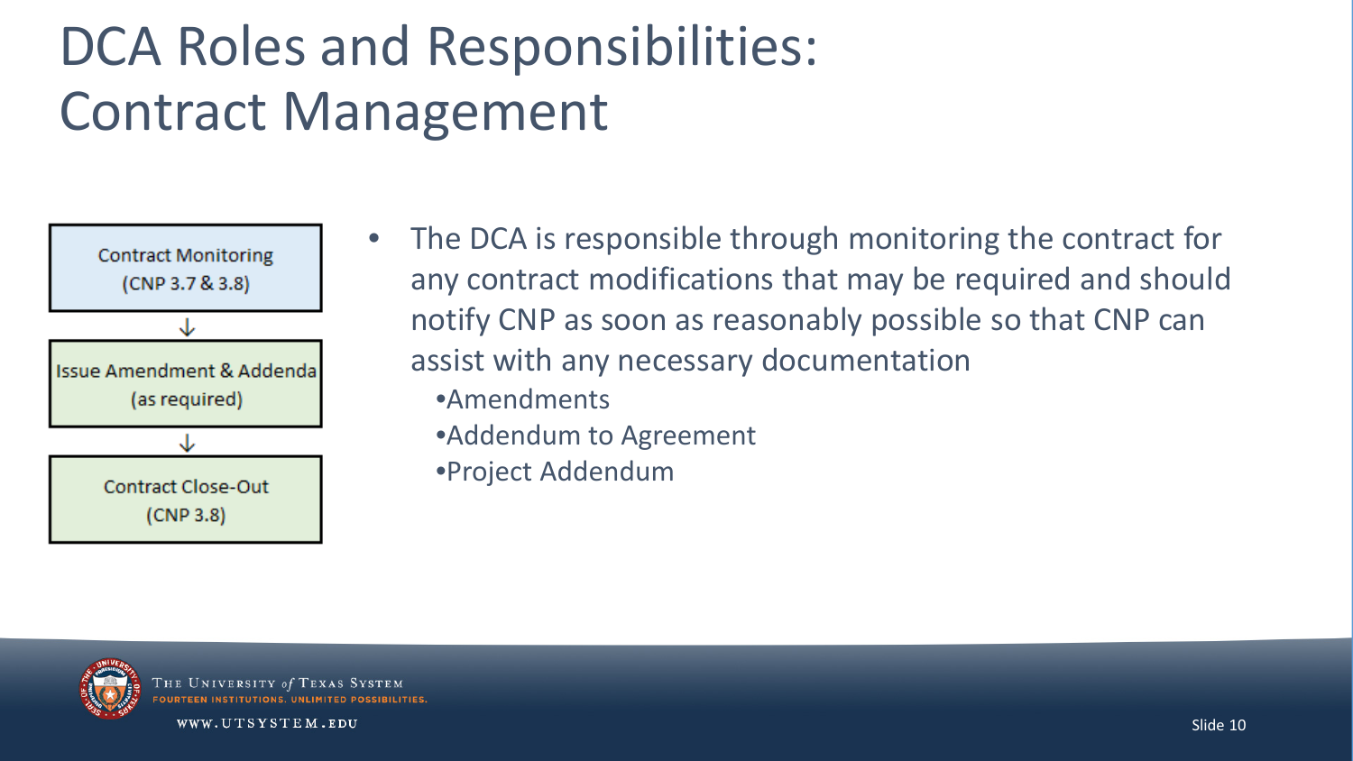# DCA Roles and Responsibilities: Contract Management

Contract Monitoring (CNP 3.7 & 3.8)

↓

Issue Amendment & Addenda (as required)

↓

Contract Close-Out (CNP 3.8)

- The DCA is responsible through monitoring the contract for any contract modifications that may be required and should notify CNP as soon as reasonably possible so that CNP can assist with any necessary documentation
  - Amendments
  - Addendum to Agreement
  - Project Addendum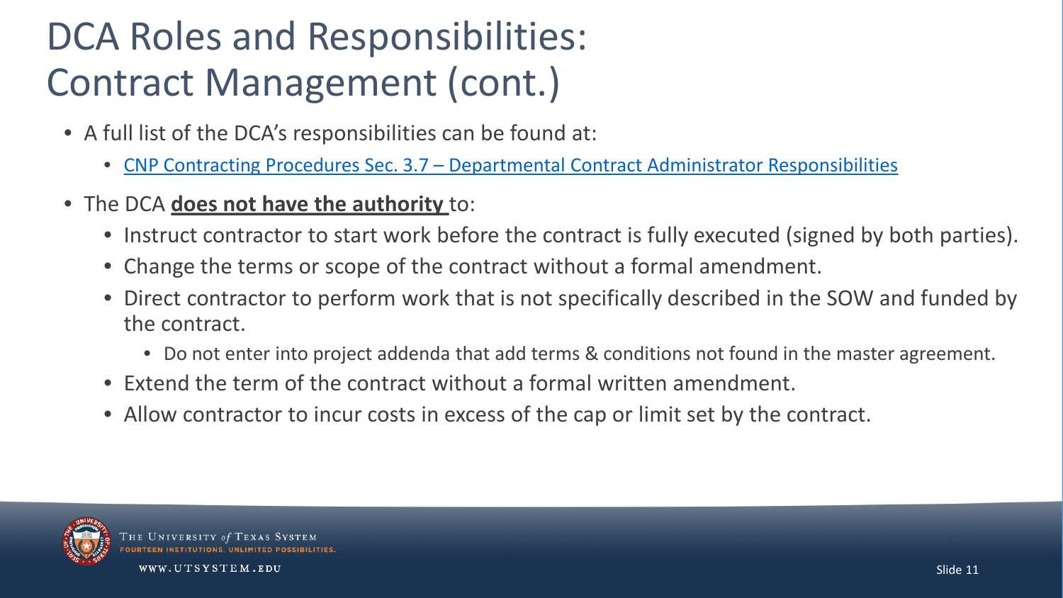# DCA Roles and Responsibilities: Contract Management (cont.)

- A full list of the DCA's responsibilities can be found at:
  - CNP Contracting Procedures Sec. 3.7 – Departmental Contract Administrator Responsibilities
- The DCA **does not have the authority** to:
  - Instruct contractor to start work before the contract is fully executed (signed by both parties).
  - Change the terms or scope of the contract without a formal amendment.
  - Direct contractor to perform work that is not specifically described in the SOW and funded by the contract.
    - Do not enter into project addenda that add terms & conditions not found in the master agreement.
  - Extend the term of the contract without a formal written amendment.
  - Allow contractor to incur costs in excess of the cap or limit set by the contract.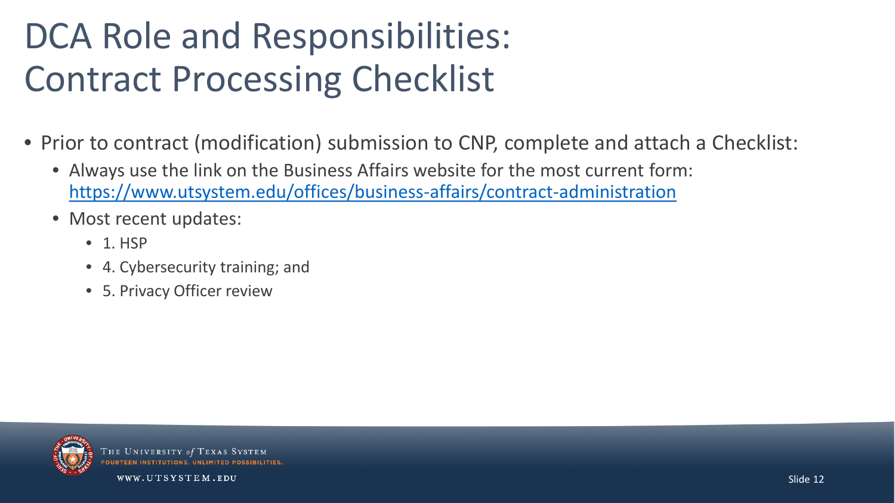# DCA Role and Responsibilities: Contract Processing Checklist

- Prior to contract (modification) submission to CNP, complete and attach a Checklist:
  - Always use the link on the Business Affairs website for the most current form: [https://www.utsystem.edu/offices/business-affairs/contract-administration](https://www.utsystem.edu/offices/business-affairs/contract-administration)
  - Most recent updates:
    - 1. HSP
    - 4. Cybersecurity training; and
    - 5. Privacy Officer review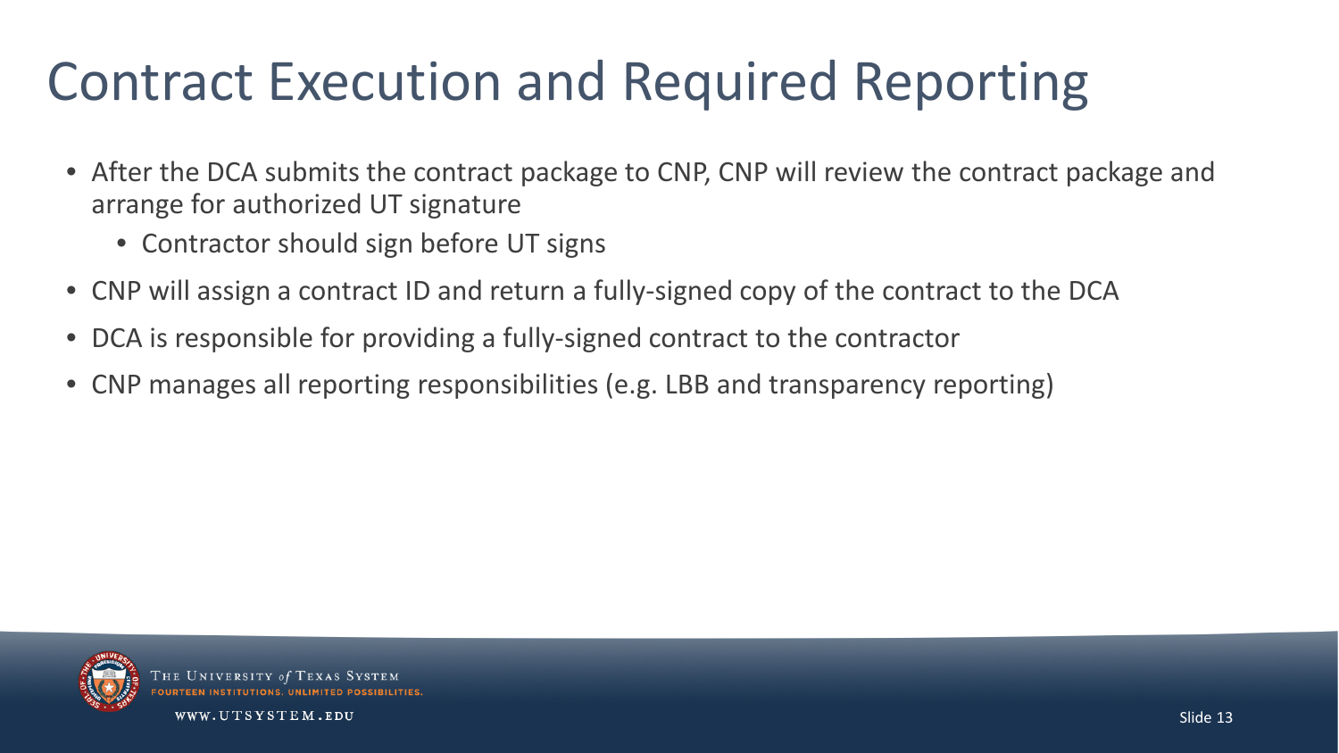# Contract Execution and Required Reporting

- After the DCA submits the contract package to CNP, CNP will review the contract package and arrange for authorized UT signature
  - Contractor should sign before UT signs
- CNP will assign a contract ID and return a fully-signed copy of the contract to the DCA
- DCA is responsible for providing a fully-signed contract to the contractor
- CNP manages all reporting responsibilities (e.g. LBB and transparency reporting)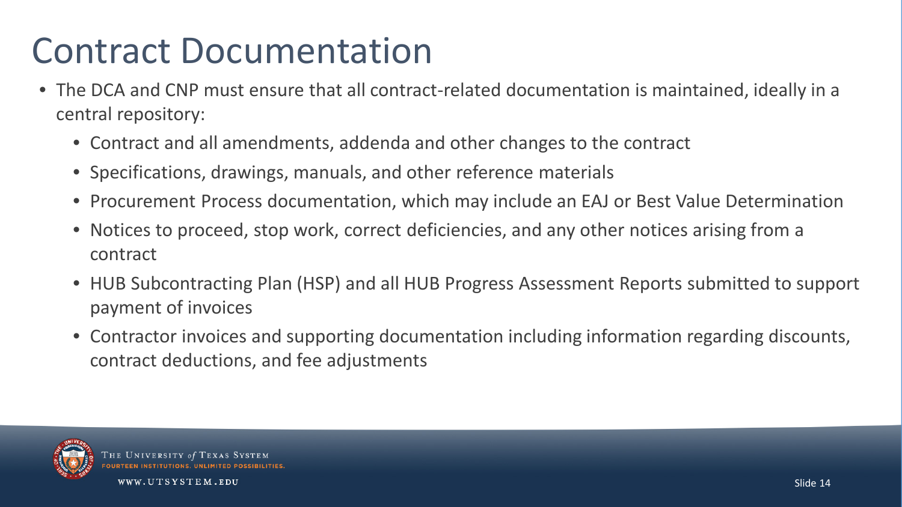# Contract Documentation

- The DCA and CNP must ensure that all contract-related documentation is maintained, ideally in a central repository:
  - Contract and all amendments, addenda and other changes to the contract
  - Specifications, drawings, manuals, and other reference materials
  - Procurement Process documentation, which may include an EAJ or Best Value Determination
  - Notices to proceed, stop work, correct deficiencies, and any other notices arising from a contract
  - HUB Subcontracting Plan (HSP) and all HUB Progress Assessment Reports submitted to support payment of invoices
  - Contractor invoices and supporting documentation including information regarding discounts, contract deductions, and fee adjustments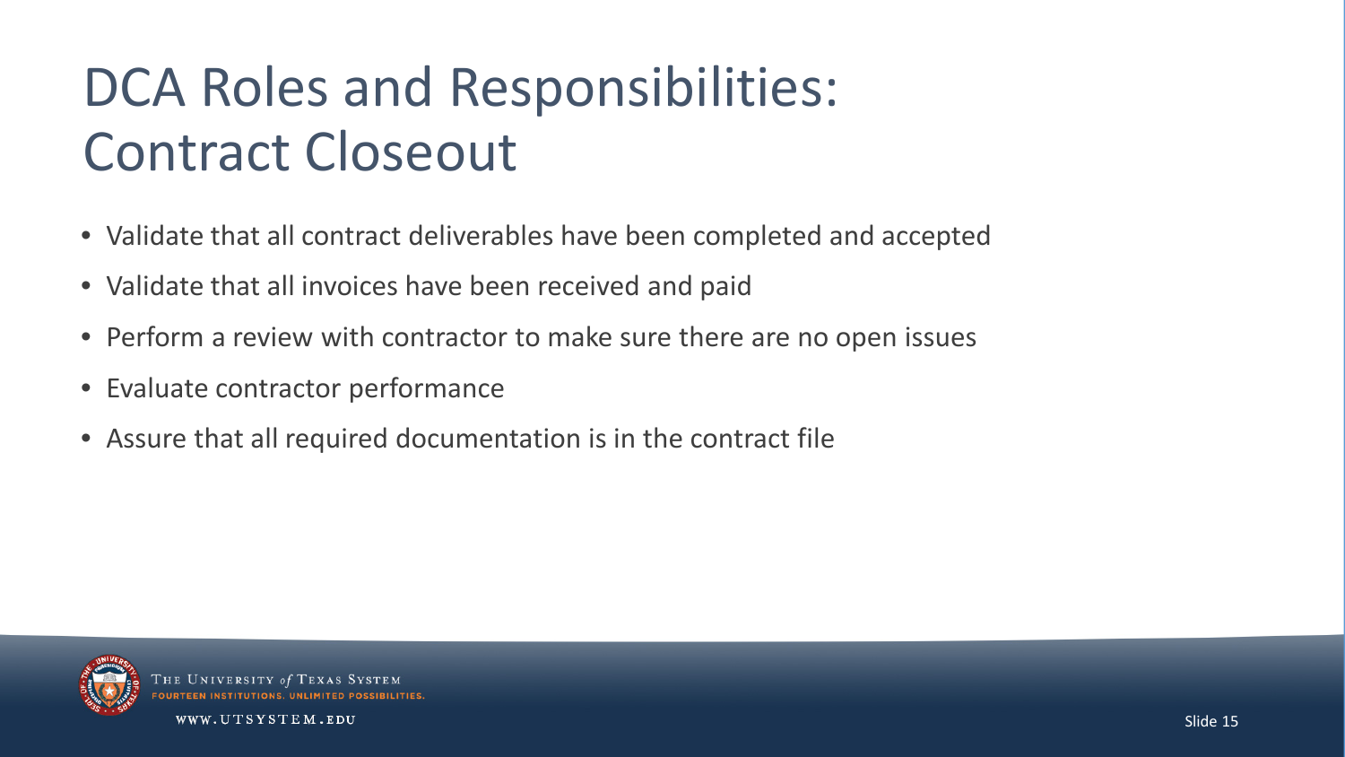# DCA Roles and Responsibilities: Contract Closeout

- Validate that all contract deliverables have been completed and accepted
- Validate that all invoices have been received and paid
- Perform a review with contractor to make sure there are no open issues
- Evaluate contractor performance
- Assure that all required documentation is in the contract file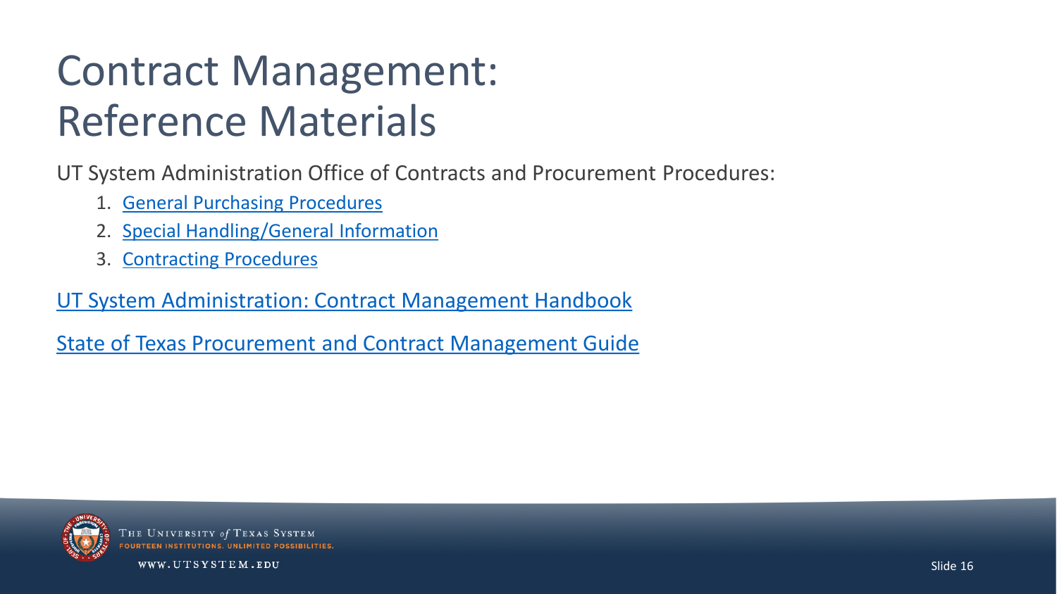# Contract Management: Reference Materials

UT System Administration Office of Contracts and Procurement Procedures:

1. General Purchasing Procedures
2. Special Handling/General Information
3. Contracting Procedures

UT System Administration: Contract Management Handbook

State of Texas Procurement and Contract Management Guide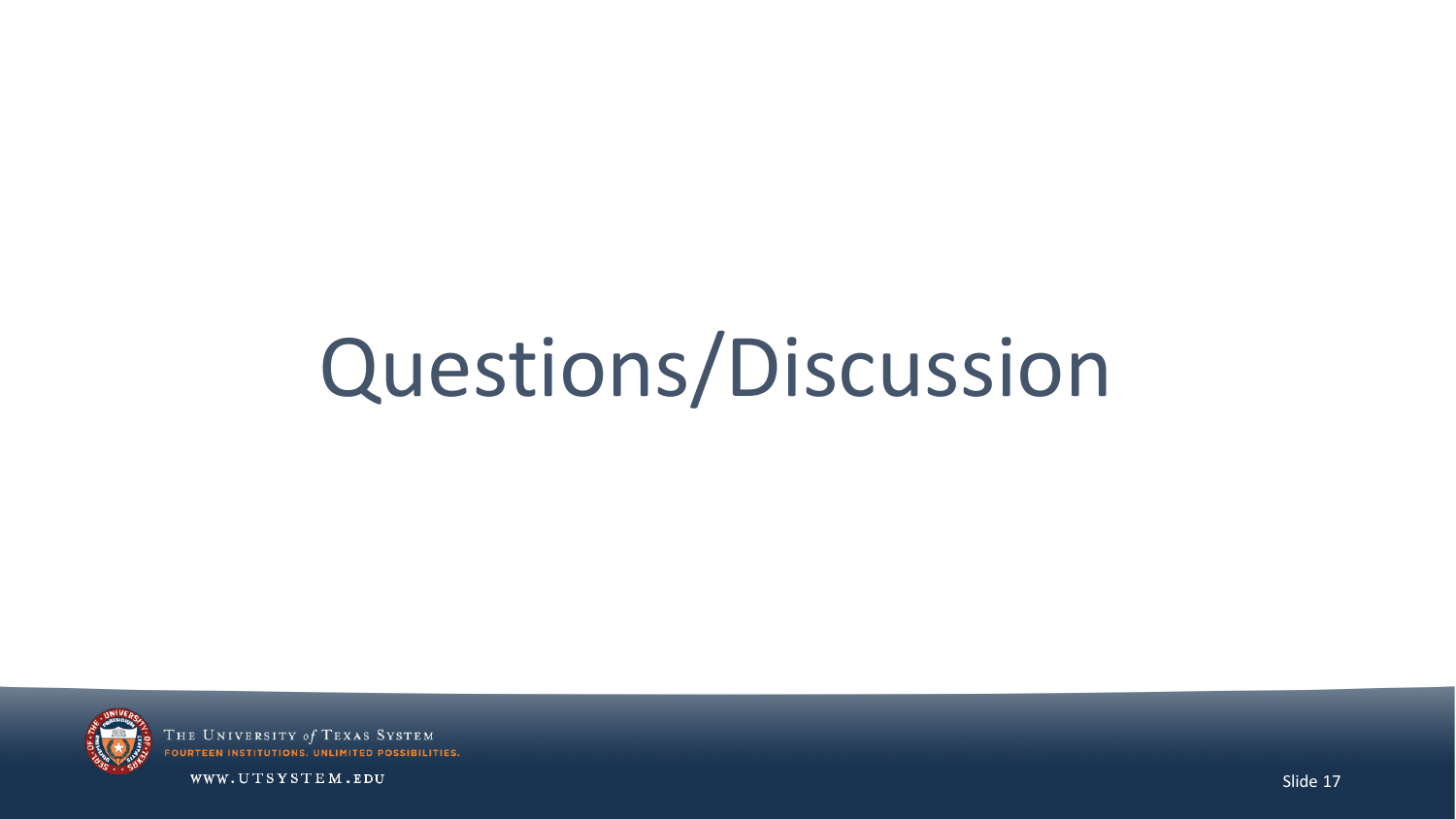# Questions/Discussion